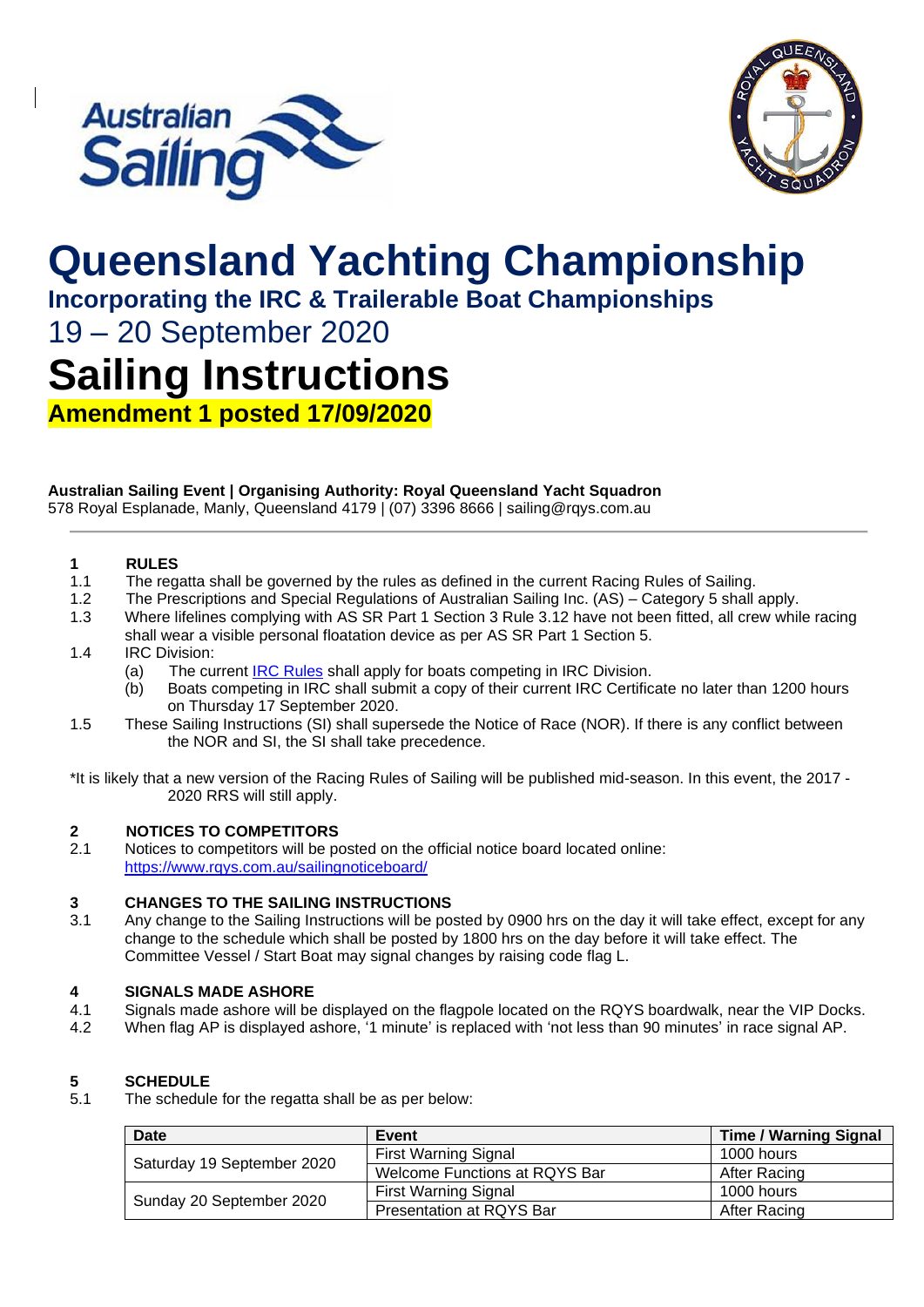# Queensland Yachting Championship

## Incorporating the IRC & Trailerable Boat Championships

19 – 20 September 2020

# Sailing Instructions

**Amendment 1 posted 17/09/2020**

**Australian Sailing Event | Organising Authority: Royal Queensland Yacht Squadron**
578 Royal Esplanade, Manly, Queensland 4179 | (07) 3396 8666 | sailing@rqys.com.au

---

### 1 RULES

1.1 The regatta shall be governed by the rules as defined in the current Racing Rules of Sailing.

1.2 The Prescriptions and Special Regulations of Australian Sailing Inc. (AS) – Category 5 shall apply.

1.3 Where lifelines complying with AS SR Part 1 Section 3 Rule 3.12 have not been fitted, all crew while racing shall wear a visible personal floatation device as per AS SR Part 1 Section 5.

1.4 IRC Division:
- (a) The current IRC Rules shall apply for boats competing in IRC Division.
- (b) Boats competing in IRC shall submit a copy of their current IRC Certificate no later than 1200 hours on Thursday 17 September 2020.

1.5 These Sailing Instructions (SI) shall supersede the Notice of Race (NOR). If there is any conflict between the NOR and SI, the SI shall take precedence.

*It is likely that a new version of the Racing Rules of Sailing will be published mid-season. In this event, the 2017 - 2020 RRS will still apply.

### 2 NOTICES TO COMPETITORS

2.1 Notices to competitors will be posted on the official notice board located online: https://www.rqys.com.au/sailingnoticeboard/

### 3 CHANGES TO THE SAILING INSTRUCTIONS

3.1 Any change to the Sailing Instructions will be posted by 0900 hrs on the day it will take effect, except for any change to the schedule which shall be posted by 1800 hrs on the day before it will take effect. The Committee Vessel / Start Boat may signal changes by raising code flag L.

### 4 SIGNALS MADE ASHORE

4.1 Signals made ashore will be displayed on the flagpole located on the RQYS boardwalk, near the VIP Docks.

4.2 When flag AP is displayed ashore, '1 minute' is replaced with 'not less than 90 minutes' in race signal AP.

### 5 SCHEDULE

5.1 The schedule for the regatta shall be as per below:

| Date | Event | Time / Warning Signal |
|---|---|---|
| Saturday 19 September 2020 | First Warning Signal | 1000 hours |
| | Welcome Functions at RQYS Bar | After Racing |
| Sunday 20 September 2020 | First Warning Signal | 1000 hours |
| | Presentation at RQYS Bar | After Racing |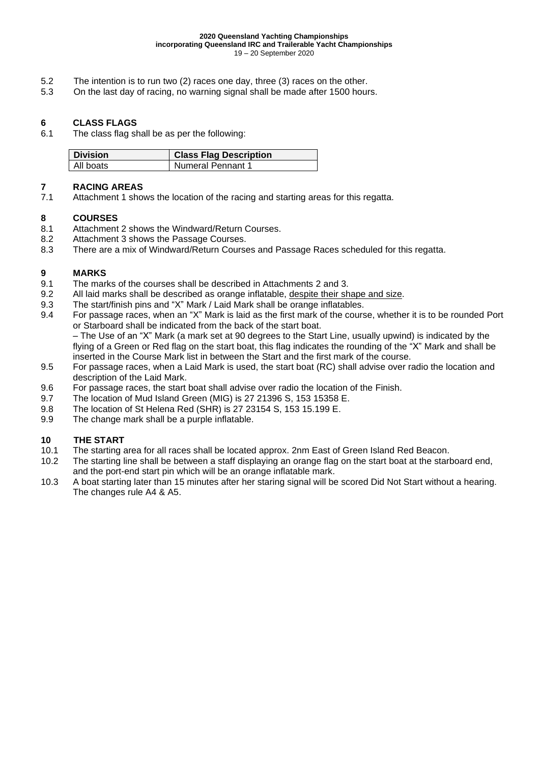5.2 The intention is to run two (2) races one day, three (3) races on the other.
5.3 On the last day of racing, no warning signal shall be made after 1500 hours.

## 6 CLASS FLAGS

6.1 The class flag shall be as per the following:

| Division | Class Flag Description |
| --- | --- |
| All boats | Numeral Pennant 1 |

## 7 RACING AREAS

7.1 Attachment 1 shows the location of the racing and starting areas for this regatta.

## 8 COURSES

8.1 Attachment 2 shows the Windward/Return Courses.
8.2 Attachment 3 shows the Passage Courses.
8.3 There are a mix of Windward/Return Courses and Passage Races scheduled for this regatta.

## 9 MARKS

9.1 The marks of the courses shall be described in Attachments 2 and 3.
9.2 All laid marks shall be described as orange inflatable, despite their shape and size.
9.3 The start/finish pins and "X" Mark / Laid Mark shall be orange inflatables.
9.4 For passage races, when an "X" Mark is laid as the first mark of the course, whether it is to be rounded Port or Starboard shall be indicated from the back of the start boat.
– The Use of an "X" Mark (a mark set at 90 degrees to the Start Line, usually upwind) is indicated by the flying of a Green or Red flag on the start boat, this flag indicates the rounding of the "X" Mark and shall be inserted in the Course Mark list in between the Start and the first mark of the course.
9.5 For passage races, when a Laid Mark is used, the start boat (RC) shall advise over radio the location and description of the Laid Mark.
9.6 For passage races, the start boat shall advise over radio the location of the Finish.
9.7 The location of Mud Island Green (MIG) is 27 21396 S, 153 15358 E.
9.8 The location of St Helena Red (SHR) is 27 23154 S, 153 15.199 E.
9.9 The change mark shall be a purple inflatable.

## 10 THE START

10.1 The starting area for all races shall be located approx. 2nm East of Green Island Red Beacon.
10.2 The starting line shall be between a staff displaying an orange flag on the start boat at the starboard end, and the port-end start pin which will be an orange inflatable mark.
10.3 A boat starting later than 15 minutes after her staring signal will be scored Did Not Start without a hearing. The changes rule A4 & A5.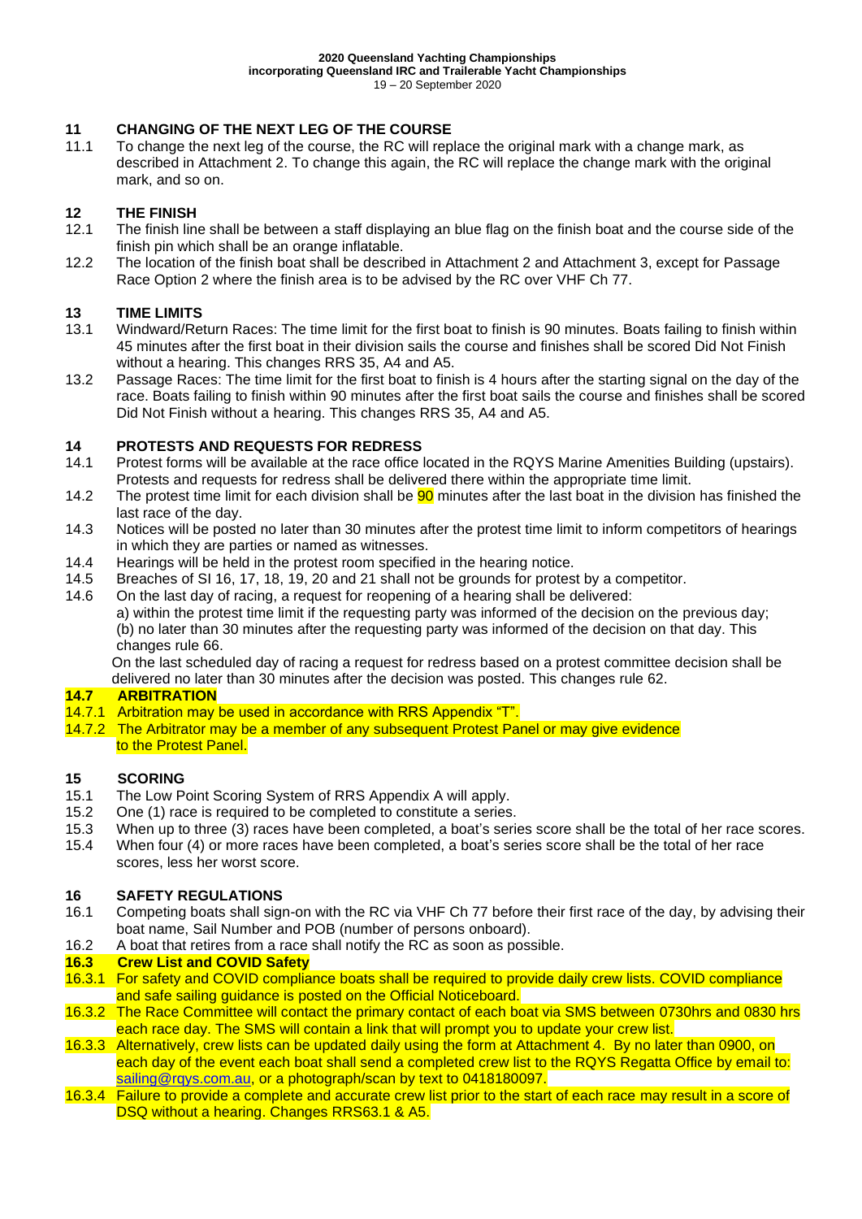## 11 CHANGING OF THE NEXT LEG OF THE COURSE

11.1 To change the next leg of the course, the RC will replace the original mark with a change mark, as described in Attachment 2. To change this again, the RC will replace the change mark with the original mark, and so on.

## 12 THE FINISH

12.1 The finish line shall be between a staff displaying an blue flag on the finish boat and the course side of the finish pin which shall be an orange inflatable.

12.2 The location of the finish boat shall be described in Attachment 2 and Attachment 3, except for Passage Race Option 2 where the finish area is to be advised by the RC over VHF Ch 77.

## 13 TIME LIMITS

13.1 Windward/Return Races: The time limit for the first boat to finish is 90 minutes. Boats failing to finish within 45 minutes after the first boat in their division sails the course and finishes shall be scored Did Not Finish without a hearing. This changes RRS 35, A4 and A5.

13.2 Passage Races: The time limit for the first boat to finish is 4 hours after the starting signal on the day of the race. Boats failing to finish within 90 minutes after the first boat sails the course and finishes shall be scored Did Not Finish without a hearing. This changes RRS 35, A4 and A5.

## 14 PROTESTS AND REQUESTS FOR REDRESS

14.1 Protest forms will be available at the race office located in the RQYS Marine Amenities Building (upstairs). Protests and requests for redress shall be delivered there within the appropriate time limit.

14.2 The protest time limit for each division shall be 90 minutes after the last boat in the division has finished the last race of the day.

14.3 Notices will be posted no later than 30 minutes after the protest time limit to inform competitors of hearings in which they are parties or named as witnesses.

14.4 Hearings will be held in the protest room specified in the hearing notice.

14.5 Breaches of SI 16, 17, 18, 19, 20 and 21 shall not be grounds for protest by a competitor.

14.6 On the last day of racing, a request for reopening of a hearing shall be delivered:
a) within the protest time limit if the requesting party was informed of the decision on the previous day;
(b) no later than 30 minutes after the requesting party was informed of the decision on that day. This changes rule 66.

On the last scheduled day of racing a request for redress based on a protest committee decision shall be delivered no later than 30 minutes after the decision was posted. This changes rule 62.

### 14.7 ARBITRATION

14.7.1 Arbitration may be used in accordance with RRS Appendix "T".

14.7.2 The Arbitrator may be a member of any subsequent Protest Panel or may give evidence to the Protest Panel.

## 15 SCORING

15.1 The Low Point Scoring System of RRS Appendix A will apply.

15.2 One (1) race is required to be completed to constitute a series.

15.3 When up to three (3) races have been completed, a boat's series score shall be the total of her race scores.

15.4 When four (4) or more races have been completed, a boat's series score shall be the total of her race scores, less her worst score.

## 16 SAFETY REGULATIONS

16.1 Competing boats shall sign-on with the RC via VHF Ch 77 before their first race of the day, by advising their boat name, Sail Number and POB (number of persons onboard).

16.2 A boat that retires from a race shall notify the RC as soon as possible.

### 16.3 Crew List and COVID Safety

16.3.1 For safety and COVID compliance boats shall be required to provide daily crew lists. COVID compliance and safe sailing guidance is posted on the Official Noticeboard.

16.3.2 The Race Committee will contact the primary contact of each boat via SMS between 0730hrs and 0830 hrs each race day. The SMS will contain a link that will prompt you to update your crew list.

16.3.3 Alternatively, crew lists can be updated daily using the form at Attachment 4. By no later than 0900, on each day of the event each boat shall send a completed crew list to the RQYS Regatta Office by email to: sailing@rqys.com.au, or a photograph/scan by text to 0418180097.

16.3.4 Failure to provide a complete and accurate crew list prior to the start of each race may result in a score of DSQ without a hearing. Changes RRS63.1 & A5.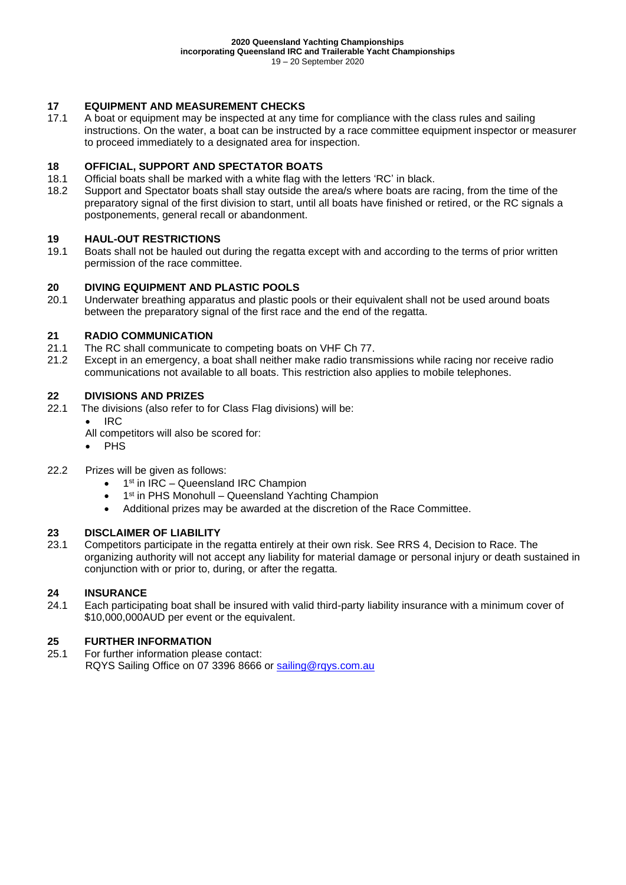## 17 EQUIPMENT AND MEASUREMENT CHECKS

17.1 A boat or equipment may be inspected at any time for compliance with the class rules and sailing instructions. On the water, a boat can be instructed by a race committee equipment inspector or measurer to proceed immediately to a designated area for inspection.

## 18 OFFICIAL, SUPPORT AND SPECTATOR BOATS

18.1 Official boats shall be marked with a white flag with the letters 'RC' in black.

18.2 Support and Spectator boats shall stay outside the area/s where boats are racing, from the time of the preparatory signal of the first division to start, until all boats have finished or retired, or the RC signals a postponements, general recall or abandonment.

## 19 HAUL-OUT RESTRICTIONS

19.1 Boats shall not be hauled out during the regatta except with and according to the terms of prior written permission of the race committee.

## 20 DIVING EQUIPMENT AND PLASTIC POOLS

20.1 Underwater breathing apparatus and plastic pools or their equivalent shall not be used around boats between the preparatory signal of the first race and the end of the regatta.

## 21 RADIO COMMUNICATION

21.1 The RC shall communicate to competing boats on VHF Ch 77.

21.2 Except in an emergency, a boat shall neither make radio transmissions while racing nor receive radio communications not available to all boats. This restriction also applies to mobile telephones.

## 22 DIVISIONS AND PRIZES

22.1 The divisions (also refer to for Class Flag divisions) will be:

- IRC

All competitors will also be scored for:

- PHS

22.2 Prizes will be given as follows:

- 1st in IRC – Queensland IRC Champion
- 1st in PHS Monohull – Queensland Yachting Champion
- Additional prizes may be awarded at the discretion of the Race Committee.

## 23 DISCLAIMER OF LIABILITY

23.1 Competitors participate in the regatta entirely at their own risk. See RRS 4, Decision to Race. The organizing authority will not accept any liability for material damage or personal injury or death sustained in conjunction with or prior to, during, or after the regatta.

## 24 INSURANCE

24.1 Each participating boat shall be insured with valid third-party liability insurance with a minimum cover of $10,000,000AUD per event or the equivalent.

## 25 FURTHER INFORMATION

25.1 For further information please contact:
RQYS Sailing Office on 07 3396 8666 or sailing@rqys.com.au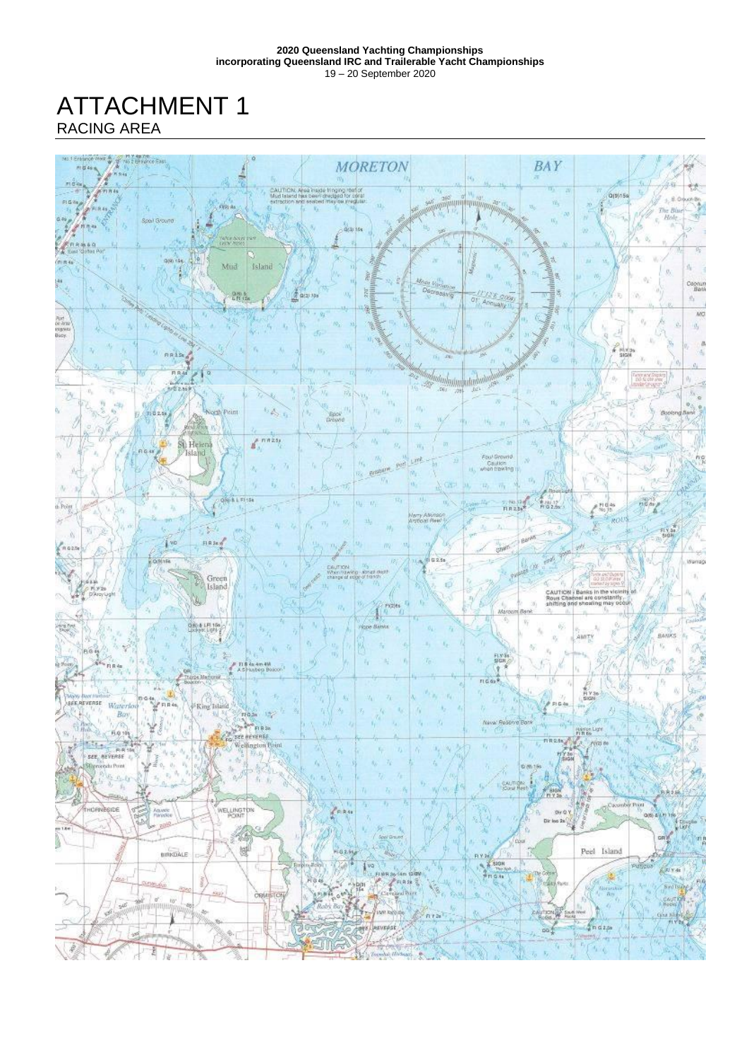# ATTACHMENT 1

## RACING AREA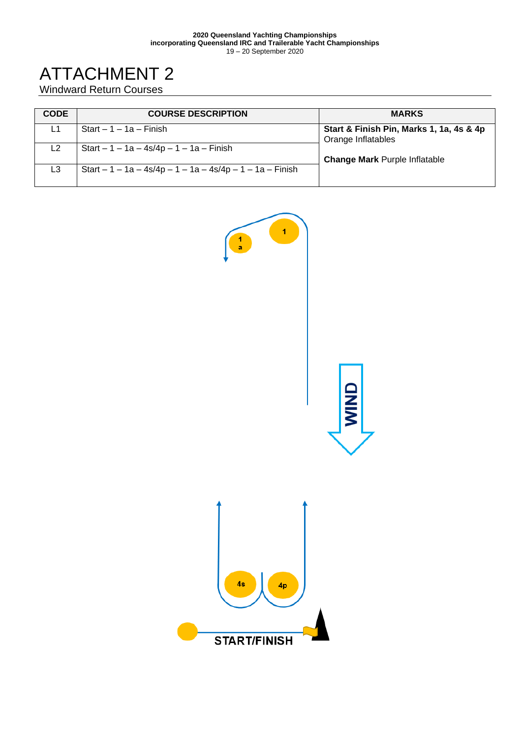2020 Queensland Yachting Championships
incorporating Queensland IRC and Trailerable Yacht Championships
19 – 20 September 2020

# ATTACHMENT 2

## Windward Return Courses

| CODE | COURSE DESCRIPTION | MARKS |
|---|---|---|
| L1 | Start – 1 – 1a – Finish | **Start & Finish Pin, Marks 1, 1a, 4s & 4p** Orange Inflatables<br><br>**Change Mark** Purple Inflatable |
| L2 | Start – 1 – 1a – 4s/4p – 1 – 1a – Finish | |
| L3 | Start – 1 – 1a – 4s/4p – 1 – 1a – 4s/4p – 1 – 1a – Finish | |

1

1a

WIND

4s

4p

START/FINISH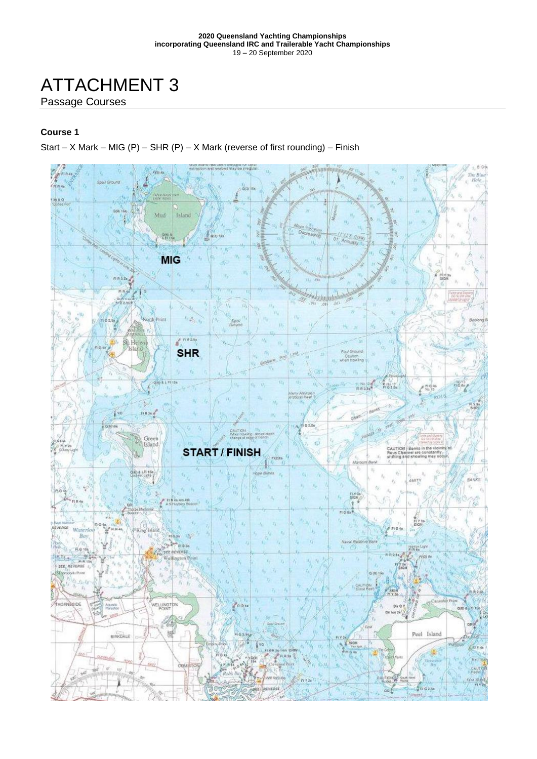# ATTACHMENT 3

## Passage Courses

**Course 1**

Start – X Mark – MIG (P) – SHR (P) – X Mark (reverse of first rounding) – Finish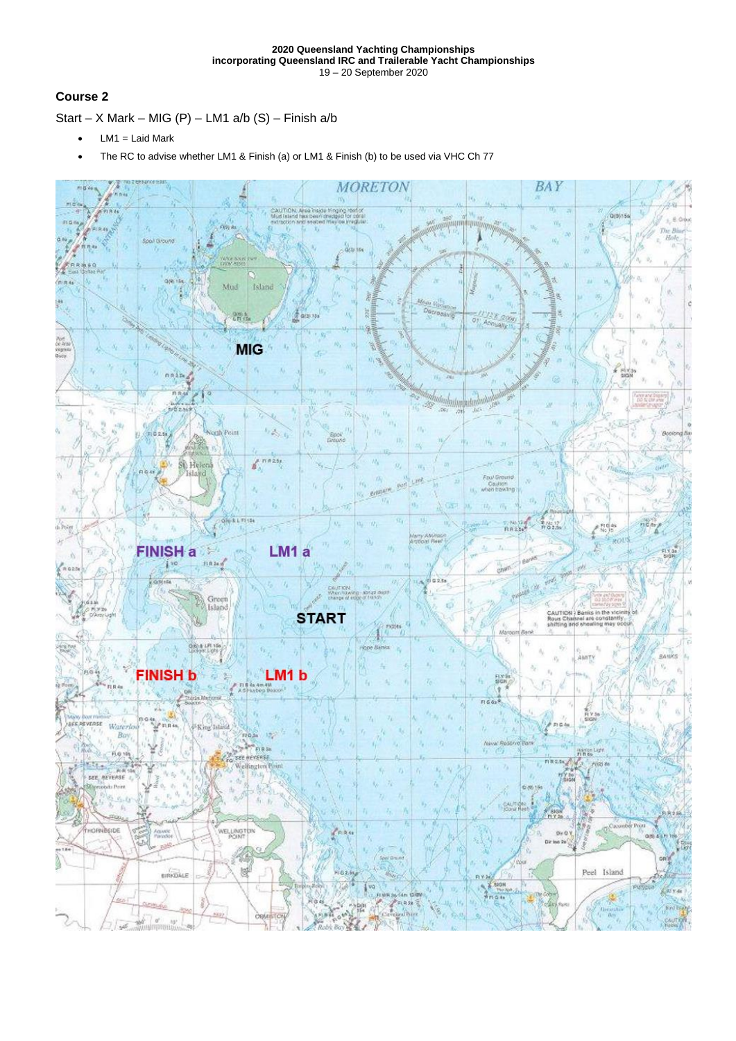**2020 Queensland Yachting Championships**
**incorporating Queensland IRC and Trailerable Yacht Championships**
19 – 20 September 2020

## Course 2

Start – X Mark – MIG (P) – LM1 a/b (S) – Finish a/b

- LM1 = Laid Mark
- The RC to advise whether LM1 & Finish (a) or LM1 & Finish (b) to be used via VHC Ch 77

MORETON BAY

MIG

FINISH a

LM1 a

START

FINISH b

LM1 b